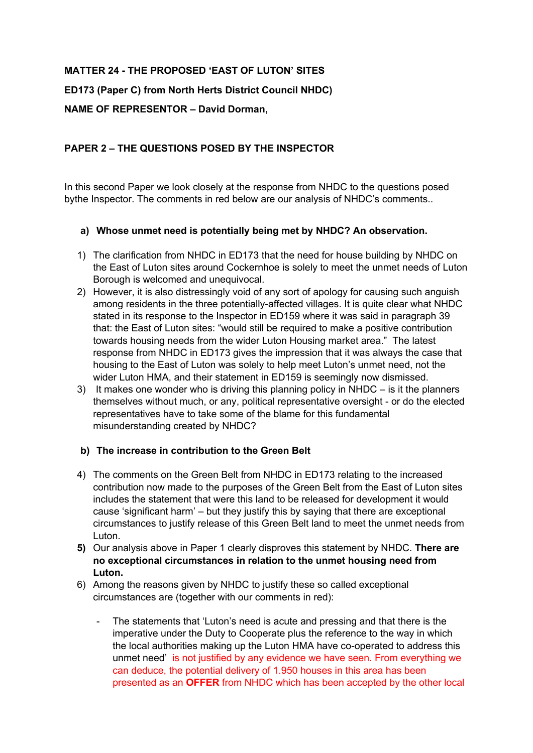**MATTER 24 - THE PROPOSED 'EAST OF LUTON' SITES**

**ED173 (Paper C) from North Herts District Council NHDC)**

**NAME OF REPRESENTOR – David Dorman,**

**PAPER 2 – THE QUESTIONS POSED BY THE INSPECTOR**

In this second Paper we look closely at the response from NHDC to the questions posed bythe Inspector. The comments in red below are our analysis of NHDC's comments..

a) **Whose unmet need is potentially being met by NHDC? An observation.**

1) The clarification from NHDC in ED173 that the need for house building by NHDC on the East of Luton sites around Cockernhoe is solely to meet the unmet needs of Luton Borough is welcomed and unequivocal.
2) However, it is also distressingly void of any sort of apology for causing such anguish among residents in the three potentially-affected villages. It is quite clear what NHDC stated in its response to the Inspector in ED159 where it was said in paragraph 39 that: the East of Luton sites: "would still be required to make a positive contribution towards housing needs from the wider Luton Housing market area." The latest response from NHDC in ED173 gives the impression that it was always the case that housing to the East of Luton was solely to help meet Luton's unmet need, not the wider Luton HMA, and their statement in ED159 is seemingly now dismissed.
3) It makes one wonder who is driving this planning policy in NHDC – is it the planners themselves without much, or any, political representative oversight - or do the elected representatives have to take some of the blame for this fundamental misunderstanding created by NHDC?

b) **The increase in contribution to the Green Belt**

4) The comments on the Green Belt from NHDC in ED173 relating to the increased contribution now made to the purposes of the Green Belt from the East of Luton sites includes the statement that were this land to be released for development it would cause 'significant harm' – but they justify this by saying that there are exceptional circumstances to justify release of this Green Belt land to meet the unmet needs from Luton.
5) Our analysis above in Paper 1 clearly disproves this statement by NHDC. **There are no exceptional circumstances in relation to the unmet housing need from Luton.**
6) Among the reasons given by NHDC to justify these so called exceptional circumstances are (together with our comments in red):

   - The statements that 'Luton's need is acute and pressing and that there is the imperative under the Duty to Cooperate plus the reference to the way in which the local authorities making up the Luton HMA have co-operated to address this unmet need' is not justified by any evidence we have seen. From everything we can deduce, the potential delivery of 1.950 houses in this area has been presented as an **OFFER** from NHDC which has been accepted by the other local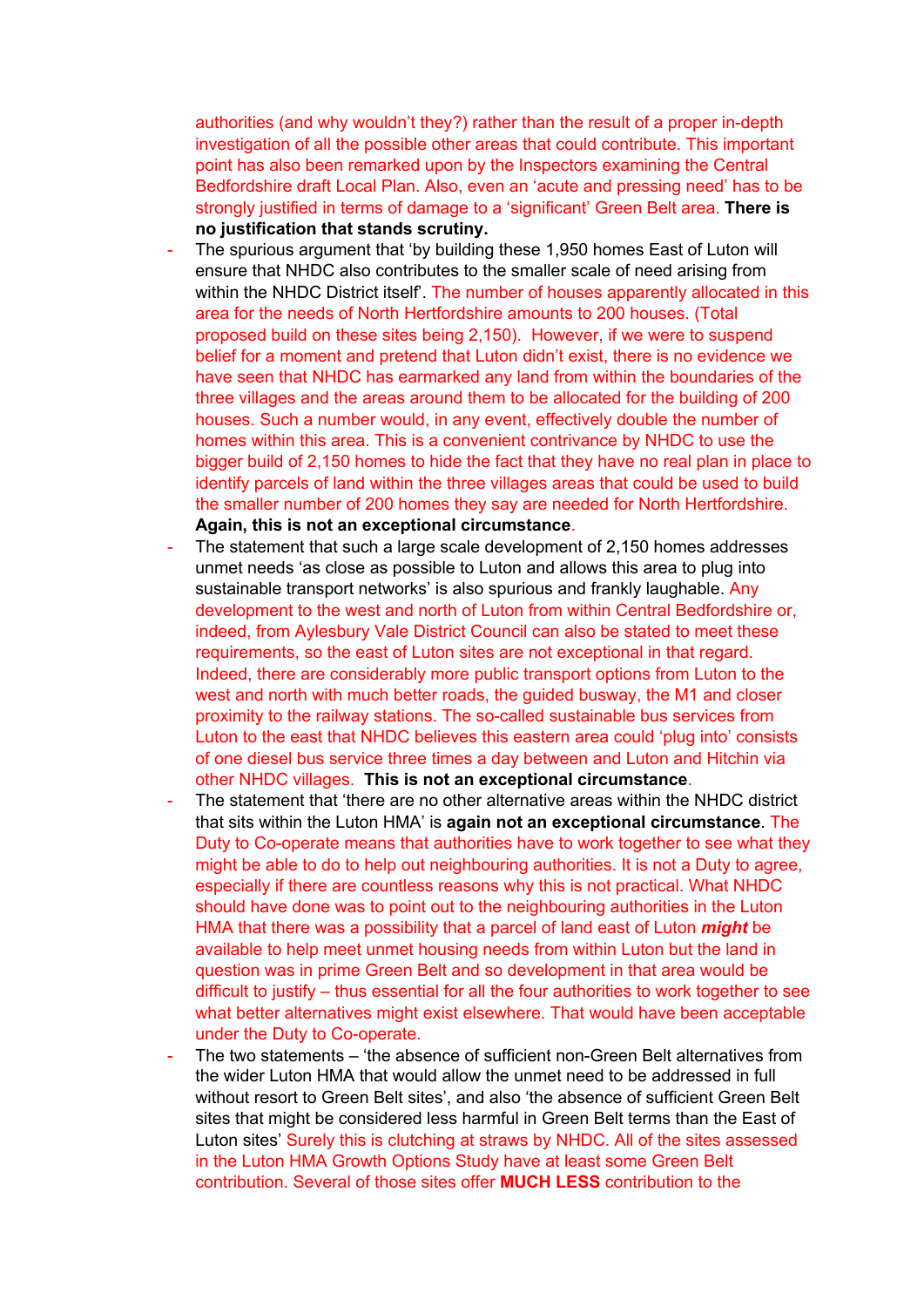authorities (and why wouldn't they?) rather than the result of a proper in-depth investigation of all the possible other areas that could contribute. This important point has also been remarked upon by the Inspectors examining the Central Bedfordshire draft Local Plan. Also, even an 'acute and pressing need' has to be strongly justified in terms of damage to a 'significant' Green Belt area. **There is no justification that stands scrutiny.**

- The spurious argument that 'by building these 1,950 homes East of Luton will ensure that NHDC also contributes to the smaller scale of need arising from within the NHDC District itself'. The number of houses apparently allocated in this area for the needs of North Hertfordshire amounts to 200 houses. (Total proposed build on these sites being 2,150). However, if we were to suspend belief for a moment and pretend that Luton didn't exist, there is no evidence we have seen that NHDC has earmarked any land from within the boundaries of the three villages and the areas around them to be allocated for the building of 200 houses. Such a number would, in any event, effectively double the number of homes within this area. This is a convenient contrivance by NHDC to use the bigger build of 2,150 homes to hide the fact that they have no real plan in place to identify parcels of land within the three villages areas that could be used to build the smaller number of 200 homes they say are needed for North Hertfordshire. **Again, this is not an exceptional circumstance**.
- The statement that such a large scale development of 2,150 homes addresses unmet needs 'as close as possible to Luton and allows this area to plug into sustainable transport networks' is also spurious and frankly laughable. Any development to the west and north of Luton from within Central Bedfordshire or, indeed, from Aylesbury Vale District Council can also be stated to meet these requirements, so the east of Luton sites are not exceptional in that regard. Indeed, there are considerably more public transport options from Luton to the west and north with much better roads, the guided busway, the M1 and closer proximity to the railway stations. The so-called sustainable bus services from Luton to the east that NHDC believes this eastern area could 'plug into' consists of one diesel bus service three times a day between and Luton and Hitchin via other NHDC villages. **This is not an exceptional circumstance**.
- The statement that 'there are no other alternative areas within the NHDC district that sits within the Luton HMA' is **again not an exceptional circumstance**. The Duty to Co-operate means that authorities have to work together to see what they might be able to do to help out neighbouring authorities. It is not a Duty to agree, especially if there are countless reasons why this is not practical. What NHDC should have done was to point out to the neighbouring authorities in the Luton HMA that there was a possibility that a parcel of land east of Luton ***might*** be available to help meet unmet housing needs from within Luton but the land in question was in prime Green Belt and so development in that area would be difficult to justify – thus essential for all the four authorities to work together to see what better alternatives might exist elsewhere. That would have been acceptable under the Duty to Co-operate.
- The two statements – 'the absence of sufficient non-Green Belt alternatives from the wider Luton HMA that would allow the unmet need to be addressed in full without resort to Green Belt sites', and also 'the absence of sufficient Green Belt sites that might be considered less harmful in Green Belt terms than the East of Luton sites' Surely this is clutching at straws by NHDC. All of the sites assessed in the Luton HMA Growth Options Study have at least some Green Belt contribution. Several of those sites offer **MUCH LESS** contribution to the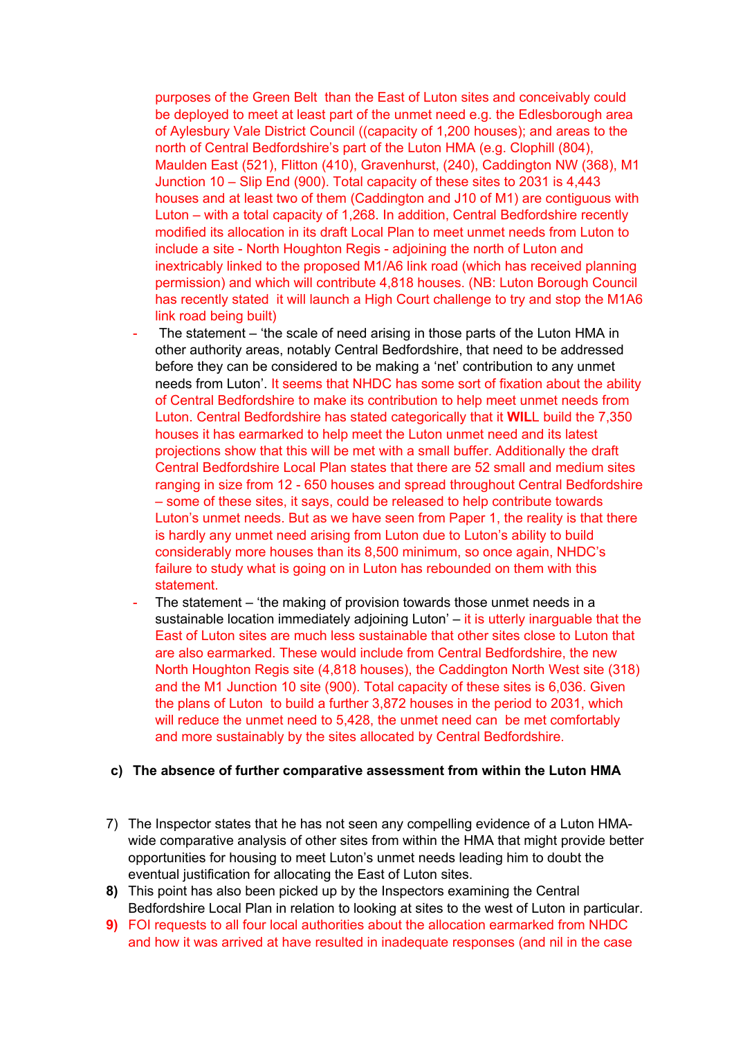purposes of the Green Belt than the East of Luton sites and conceivably could be deployed to meet at least part of the unmet need e.g. the Edlesborough area of Aylesbury Vale District Council ((capacity of 1,200 houses); and areas to the north of Central Bedfordshire's part of the Luton HMA (e.g. Clophill (804), Maulden East (521), Flitton (410), Gravenhurst, (240), Caddington NW (368), M1 Junction 10 – Slip End (900). Total capacity of these sites to 2031 is 4,443 houses and at least two of them (Caddington and J10 of M1) are contiguous with Luton – with a total capacity of 1,268. In addition, Central Bedfordshire recently modified its allocation in its draft Local Plan to meet unmet needs from Luton to include a site - North Houghton Regis - adjoining the north of Luton and inextricably linked to the proposed M1/A6 link road (which has received planning permission) and which will contribute 4,818 houses. (NB: Luton Borough Council has recently stated it will launch a High Court challenge to try and stop the M1A6 link road being built)

- The statement – 'the scale of need arising in those parts of the Luton HMA in other authority areas, notably Central Bedfordshire, that need to be addressed before they can be considered to be making a 'net' contribution to any unmet needs from Luton'. It seems that NHDC has some sort of fixation about the ability of Central Bedfordshire to make its contribution to help meet unmet needs from Luton. Central Bedfordshire has stated categorically that it **WIL**L build the 7,350 houses it has earmarked to help meet the Luton unmet need and its latest projections show that this will be met with a small buffer. Additionally the draft Central Bedfordshire Local Plan states that there are 52 small and medium sites ranging in size from 12 - 650 houses and spread throughout Central Bedfordshire – some of these sites, it says, could be released to help contribute towards Luton's unmet needs. But as we have seen from Paper 1, the reality is that there is hardly any unmet need arising from Luton due to Luton's ability to build considerably more houses than its 8,500 minimum, so once again, NHDC's failure to study what is going on in Luton has rebounded on them with this statement.
- The statement – 'the making of provision towards those unmet needs in a sustainable location immediately adjoining Luton' – it is utterly inarguable that the East of Luton sites are much less sustainable that other sites close to Luton that are also earmarked. These would include from Central Bedfordshire, the new North Houghton Regis site (4,818 houses), the Caddington North West site (318) and the M1 Junction 10 site (900). Total capacity of these sites is 6,036. Given the plans of Luton to build a further 3,872 houses in the period to 2031, which will reduce the unmet need to 5,428, the unmet need can be met comfortably and more sustainably by the sites allocated by Central Bedfordshire.

### c) The absence of further comparative assessment from within the Luton HMA

7) The Inspector states that he has not seen any compelling evidence of a Luton HMA-wide comparative analysis of other sites from within the HMA that might provide better opportunities for housing to meet Luton's unmet needs leading him to doubt the eventual justification for allocating the East of Luton sites.

**8)** This point has also been picked up by the Inspectors examining the Central Bedfordshire Local Plan in relation to looking at sites to the west of Luton in particular.

**9)** FOI requests to all four local authorities about the allocation earmarked from NHDC and how it was arrived at have resulted in inadequate responses (and nil in the case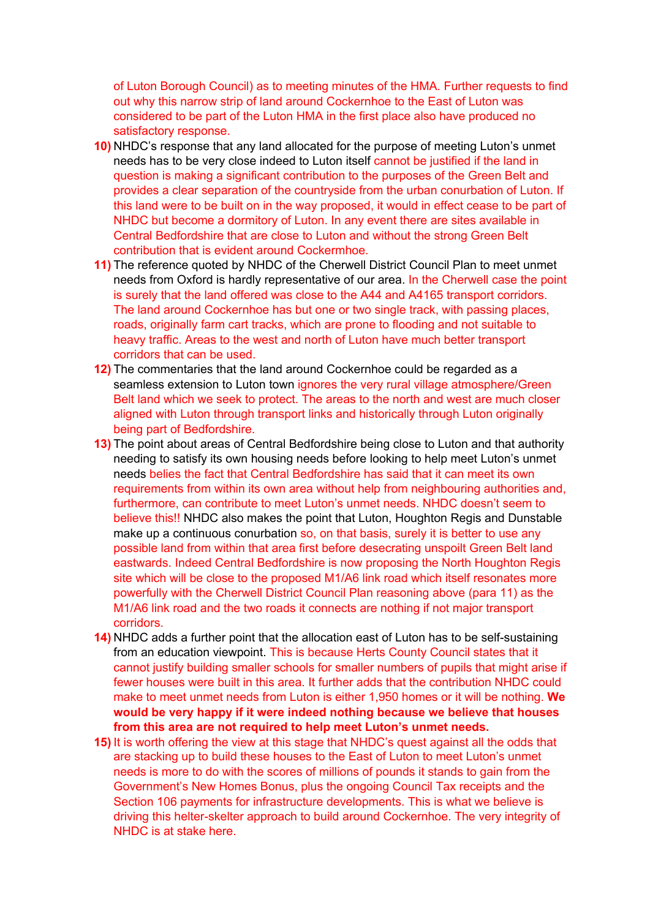of Luton Borough Council) as to meeting minutes of the HMA. Further requests to find out why this narrow strip of land around Cockernhoe to the East of Luton was considered to be part of the Luton HMA in the first place also have produced no satisfactory response.

10) NHDC's response that any land allocated for the purpose of meeting Luton's unmet needs has to be very close indeed to Luton itself cannot be justified if the land in question is making a significant contribution to the purposes of the Green Belt and provides a clear separation of the countryside from the urban conurbation of Luton. If this land were to be built on in the way proposed, it would in effect cease to be part of NHDC but become a dormitory of Luton. In any event there are sites available in Central Bedfordshire that are close to Luton and without the strong Green Belt contribution that is evident around Cockermhoe.

11) The reference quoted by NHDC of the Cherwell District Council Plan to meet unmet needs from Oxford is hardly representative of our area. In the Cherwell case the point is surely that the land offered was close to the A44 and A4165 transport corridors. The land around Cockernhoe has but one or two single track, with passing places, roads, originally farm cart tracks, which are prone to flooding and not suitable to heavy traffic. Areas to the west and north of Luton have much better transport corridors that can be used.

12) The commentaries that the land around Cockernhoe could be regarded as a seamless extension to Luton town ignores the very rural village atmosphere/Green Belt land which we seek to protect. The areas to the north and west are much closer aligned with Luton through transport links and historically through Luton originally being part of Bedfordshire.

13) The point about areas of Central Bedfordshire being close to Luton and that authority needing to satisfy its own housing needs before looking to help meet Luton's unmet needs belies the fact that Central Bedfordshire has said that it can meet its own requirements from within its own area without help from neighbouring authorities and, furthermore, can contribute to meet Luton's unmet needs. NHDC doesn't seem to believe this!! NHDC also makes the point that Luton, Houghton Regis and Dunstable make up a continuous conurbation so, on that basis, surely it is better to use any possible land from within that area first before desecrating unspoilt Green Belt land eastwards. Indeed Central Bedfordshire is now proposing the North Houghton Regis site which will be close to the proposed M1/A6 link road which itself resonates more powerfully with the Cherwell District Council Plan reasoning above (para 11) as the M1/A6 link road and the two roads it connects are nothing if not major transport corridors.

14) NHDC adds a further point that the allocation east of Luton has to be self-sustaining from an education viewpoint. This is because Herts County Council states that it cannot justify building smaller schools for smaller numbers of pupils that might arise if fewer houses were built in this area. It further adds that the contribution NHDC could make to meet unmet needs from Luton is either 1,950 homes or it will be nothing. **We would be very happy if it were indeed nothing because we believe that houses from this area are not required to help meet Luton's unmet needs.**

15) It is worth offering the view at this stage that NHDC's quest against all the odds that are stacking up to build these houses to the East of Luton to meet Luton's unmet needs is more to do with the scores of millions of pounds it stands to gain from the Government's New Homes Bonus, plus the ongoing Council Tax receipts and the Section 106 payments for infrastructure developments. This is what we believe is driving this helter-skelter approach to build around Cockernhoe. The very integrity of NHDC is at stake here.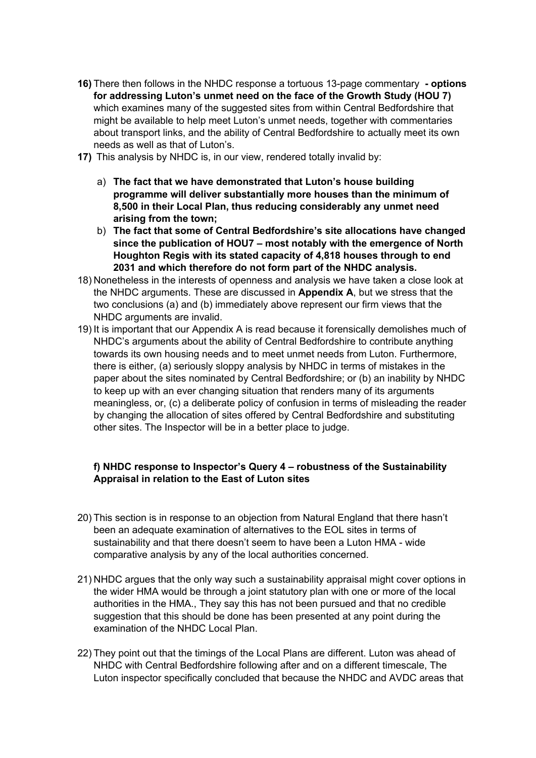16) There then follows in the NHDC response a tortuous 13-page commentary **- options for addressing Luton's unmet need on the face of the Growth Study (HOU 7)** which examines many of the suggested sites from within Central Bedfordshire that might be available to help meet Luton's unmet needs, together with commentaries about transport links, and the ability of Central Bedfordshire to actually meet its own needs as well as that of Luton's.

17) This analysis by NHDC is, in our view, rendered totally invalid by:

   a) **The fact that we have demonstrated that Luton's house building programme will deliver substantially more houses than the minimum of 8,500 in their Local Plan, thus reducing considerably any unmet need arising from the town;**

   b) **The fact that some of Central Bedfordshire's site allocations have changed since the publication of HOU7 – most notably with the emergence of North Houghton Regis with its stated capacity of 4,818 houses through to end 2031 and which therefore do not form part of the NHDC analysis.**

18) Nonetheless in the interests of openness and analysis we have taken a close look at the NHDC arguments. These are discussed in **Appendix A**, but we stress that the two conclusions (a) and (b) immediately above represent our firm views that the NHDC arguments are invalid.

19) It is important that our Appendix A is read because it forensically demolishes much of NHDC's arguments about the ability of Central Bedfordshire to contribute anything towards its own housing needs and to meet unmet needs from Luton. Furthermore, there is either, (a) seriously sloppy analysis by NHDC in terms of mistakes in the paper about the sites nominated by Central Bedfordshire; or (b) an inability by NHDC to keep up with an ever changing situation that renders many of its arguments meaningless, or, (c) a deliberate policy of confusion in terms of misleading the reader by changing the allocation of sites offered by Central Bedfordshire and substituting other sites. The Inspector will be in a better place to judge.

### f) NHDC response to Inspector's Query 4 – robustness of the Sustainability Appraisal in relation to the East of Luton sites

20) This section is in response to an objection from Natural England that there hasn't been an adequate examination of alternatives to the EOL sites in terms of sustainability and that there doesn't seem to have been a Luton HMA - wide comparative analysis by any of the local authorities concerned.

21) NHDC argues that the only way such a sustainability appraisal might cover options in the wider HMA would be through a joint statutory plan with one or more of the local authorities in the HMA., They say this has not been pursued and that no credible suggestion that this should be done has been presented at any point during the examination of the NHDC Local Plan.

22) They point out that the timings of the Local Plans are different. Luton was ahead of NHDC with Central Bedfordshire following after and on a different timescale, The Luton inspector specifically concluded that because the NHDC and AVDC areas that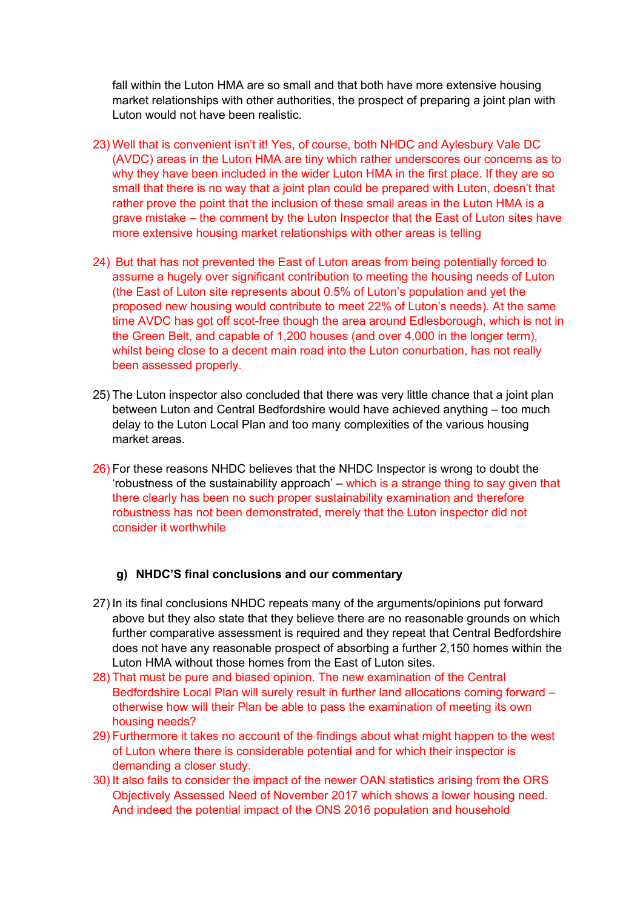fall within the Luton HMA are so small and that both have more extensive housing market relationships with other authorities, the prospect of preparing a joint plan with Luton would not have been realistic.

23) Well that is convenient isn't it! Yes, of course, both NHDC and Aylesbury Vale DC (AVDC) areas in the Luton HMA are tiny which rather underscores our concerns as to why they have been included in the wider Luton HMA in the first place. If they are so small that there is no way that a joint plan could be prepared with Luton, doesn't that rather prove the point that the inclusion of these small areas in the Luton HMA is a grave mistake – the comment by the Luton Inspector that the East of Luton sites have more extensive housing market relationships with other areas is telling

24) But that has not prevented the East of Luton areas from being potentially forced to assume a hugely over significant contribution to meeting the housing needs of Luton (the East of Luton site represents about 0.5% of Luton's population and yet the proposed new housing would contribute to meet 22% of Luton's needs). At the same time AVDC has got off scot-free though the area around Edlesborough, which is not in the Green Belt, and capable of 1,200 houses (and over 4,000 in the longer term), whilst being close to a decent main road into the Luton conurbation, has not really been assessed properly.

25) The Luton inspector also concluded that there was very little chance that a joint plan between Luton and Central Bedfordshire would have achieved anything – too much delay to the Luton Local Plan and too many complexities of the various housing market areas.

26) For these reasons NHDC believes that the NHDC Inspector is wrong to doubt the 'robustness of the sustainability approach' – which is a strange thing to say given that there clearly has been no such proper sustainability examination and therefore robustness has not been demonstrated, merely that the Luton inspector did not consider it worthwhile

### g) NHDC'S final conclusions and our commentary

27) In its final conclusions NHDC repeats many of the arguments/opinions put forward above but they also state that they believe there are no reasonable grounds on which further comparative assessment is required and they repeat that Central Bedfordshire does not have any reasonable prospect of absorbing a further 2,150 homes within the Luton HMA without those homes from the East of Luton sites.

28) That must be pure and biased opinion. The new examination of the Central Bedfordshire Local Plan will surely result in further land allocations coming forward – otherwise how will their Plan be able to pass the examination of meeting its own housing needs?

29) Furthermore it takes no account of the findings about what might happen to the west of Luton where there is considerable potential and for which their inspector is demanding a closer study.

30) It also fails to consider the impact of the newer OAN statistics arising from the ORS Objectively Assessed Need of November 2017 which shows a lower housing need. And indeed the potential impact of the ONS 2016 population and household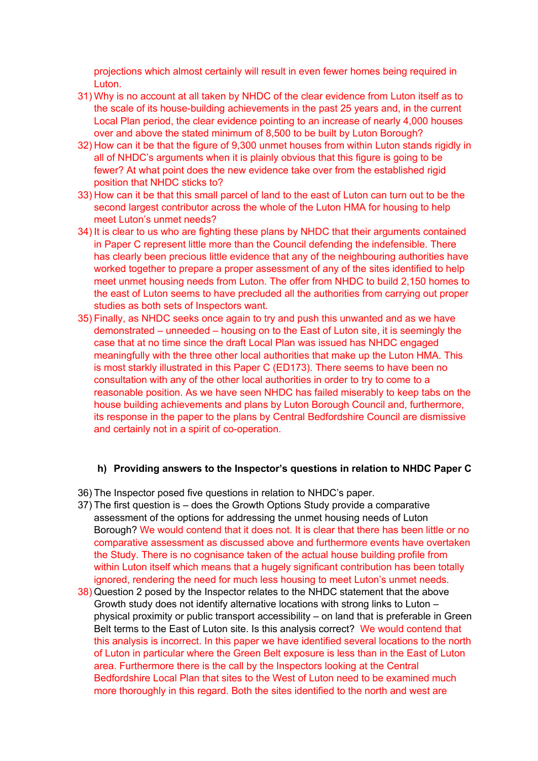projections which almost certainly will result in even fewer homes being required in Luton.

31) Why is no account at all taken by NHDC of the clear evidence from Luton itself as to the scale of its house-building achievements in the past 25 years and, in the current Local Plan period, the clear evidence pointing to an increase of nearly 4,000 houses over and above the stated minimum of 8,500 to be built by Luton Borough?
32) How can it be that the figure of 9,300 unmet houses from within Luton stands rigidly in all of NHDC's arguments when it is plainly obvious that this figure is going to be fewer? At what point does the new evidence take over from the established rigid position that NHDC sticks to?
33) How can it be that this small parcel of land to the east of Luton can turn out to be the second largest contributor across the whole of the Luton HMA for housing to help meet Luton's unmet needs?
34) It is clear to us who are fighting these plans by NHDC that their arguments contained in Paper C represent little more than the Council defending the indefensible. There has clearly been precious little evidence that any of the neighbouring authorities have worked together to prepare a proper assessment of any of the sites identified to help meet unmet housing needs from Luton. The offer from NHDC to build 2,150 homes to the east of Luton seems to have precluded all the authorities from carrying out proper studies as both sets of Inspectors want.
35) Finally, as NHDC seeks once again to try and push this unwanted and as we have demonstrated – unneeded – housing on to the East of Luton site, it is seemingly the case that at no time since the draft Local Plan was issued has NHDC engaged meaningfully with the three other local authorities that make up the Luton HMA. This is most starkly illustrated in this Paper C (ED173). There seems to have been no consultation with any of the other local authorities in order to try to come to a reasonable position. As we have seen NHDC has failed miserably to keep tabs on the house building achievements and plans by Luton Borough Council and, furthermore, its response in the paper to the plans by Central Bedfordshire Council are dismissive and certainly not in a spirit of co-operation.

### h) Providing answers to the Inspector's questions in relation to NHDC Paper C

36) The Inspector posed five questions in relation to NHDC's paper.
37) The first question is – does the Growth Options Study provide a comparative assessment of the options for addressing the unmet housing needs of Luton Borough? We would contend that it does not. It is clear that there has been little or no comparative assessment as discussed above and furthermore events have overtaken the Study. There is no cognisance taken of the actual house building profile from within Luton itself which means that a hugely significant contribution has been totally ignored, rendering the need for much less housing to meet Luton's unmet needs.
38) Question 2 posed by the Inspector relates to the NHDC statement that the above Growth study does not identify alternative locations with strong links to Luton – physical proximity or public transport accessibility – on land that is preferable in Green Belt terms to the East of Luton site. Is this analysis correct? We would contend that this analysis is incorrect. In this paper we have identified several locations to the north of Luton in particular where the Green Belt exposure is less than in the East of Luton area. Furthermore there is the call by the Inspectors looking at the Central Bedfordshire Local Plan that sites to the West of Luton need to be examined much more thoroughly in this regard. Both the sites identified to the north and west are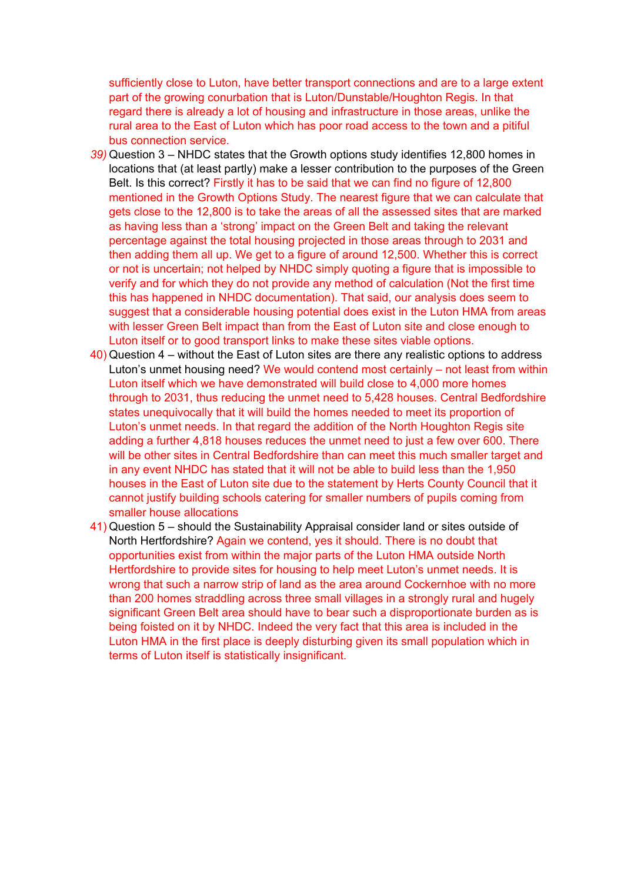sufficiently close to Luton, have better transport connections and are to a large extent part of the growing conurbation that is Luton/Dunstable/Houghton Regis. In that regard there is already a lot of housing and infrastructure in those areas, unlike the rural area to the East of Luton which has poor road access to the town and a pitiful bus connection service.

39) Question 3 – NHDC states that the Growth options study identifies 12,800 homes in locations that (at least partly) make a lesser contribution to the purposes of the Green Belt. Is this correct? Firstly it has to be said that we can find no figure of 12,800 mentioned in the Growth Options Study. The nearest figure that we can calculate that gets close to the 12,800 is to take the areas of all the assessed sites that are marked as having less than a 'strong' impact on the Green Belt and taking the relevant percentage against the total housing projected in those areas through to 2031 and then adding them all up. We get to a figure of around 12,500. Whether this is correct or not is uncertain; not helped by NHDC simply quoting a figure that is impossible to verify and for which they do not provide any method of calculation (Not the first time this has happened in NHDC documentation). That said, our analysis does seem to suggest that a considerable housing potential does exist in the Luton HMA from areas with lesser Green Belt impact than from the East of Luton site and close enough to Luton itself or to good transport links to make these sites viable options.

40) Question 4 – without the East of Luton sites are there any realistic options to address Luton's unmet housing need? We would contend most certainly – not least from within Luton itself which we have demonstrated will build close to 4,000 more homes through to 2031, thus reducing the unmet need to 5,428 houses. Central Bedfordshire states unequivocally that it will build the homes needed to meet its proportion of Luton's unmet needs. In that regard the addition of the North Houghton Regis site adding a further 4,818 houses reduces the unmet need to just a few over 600. There will be other sites in Central Bedfordshire than can meet this much smaller target and in any event NHDC has stated that it will not be able to build less than the 1,950 houses in the East of Luton site due to the statement by Herts County Council that it cannot justify building schools catering for smaller numbers of pupils coming from smaller house allocations

41) Question 5 – should the Sustainability Appraisal consider land or sites outside of North Hertfordshire? Again we contend, yes it should. There is no doubt that opportunities exist from within the major parts of the Luton HMA outside North Hertfordshire to provide sites for housing to help meet Luton's unmet needs. It is wrong that such a narrow strip of land as the area around Cockernhoe with no more than 200 homes straddling across three small villages in a strongly rural and hugely significant Green Belt area should have to bear such a disproportionate burden as is being foisted on it by NHDC. Indeed the very fact that this area is included in the Luton HMA in the first place is deeply disturbing given its small population which in terms of Luton itself is statistically insignificant.